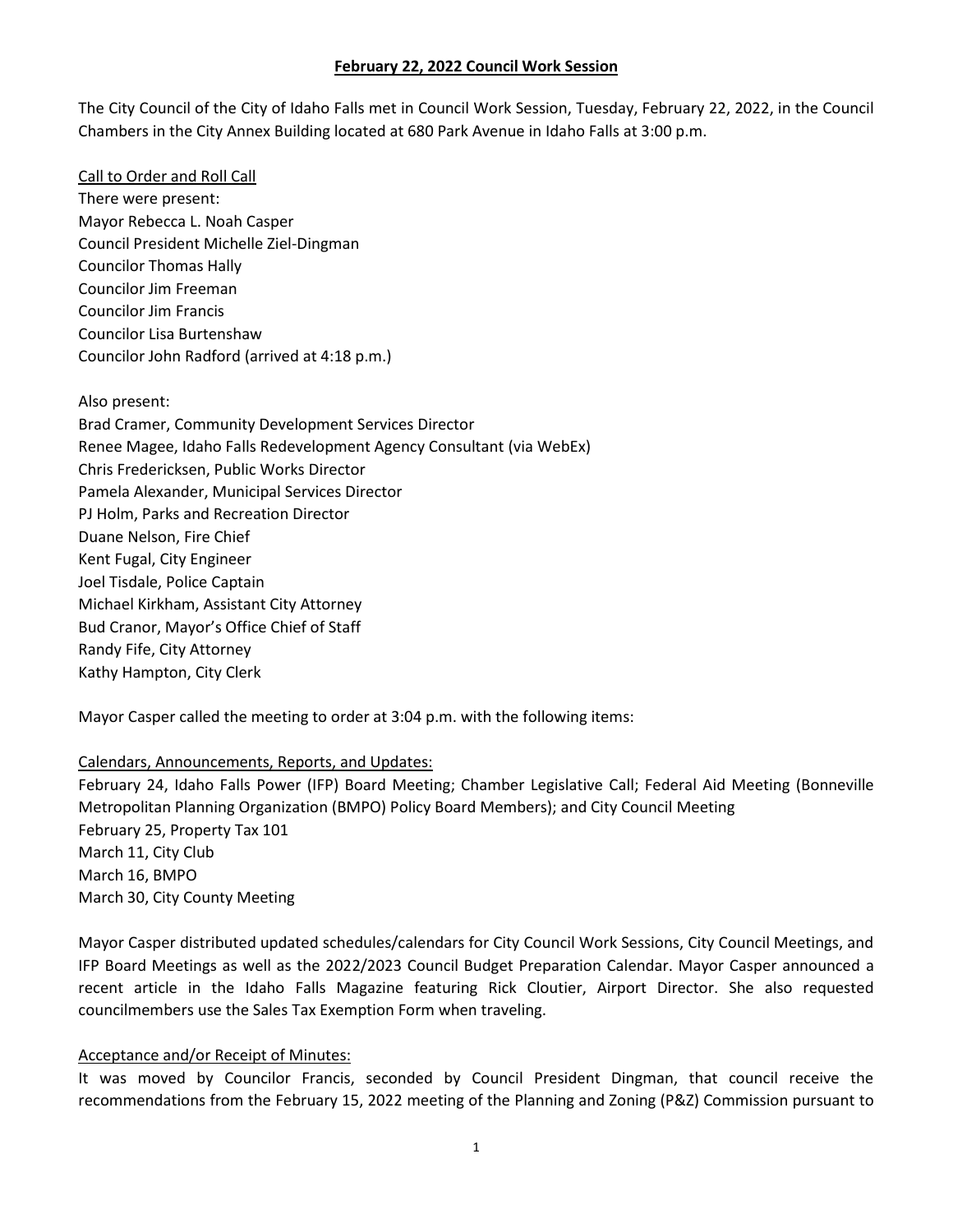# February 22, 2022 Council Work Session

The City Council of the City of Idaho Falls met in Council Work Session, Tuesday, February 22, 2022, in the Council Chambers in the City Annex Building located at 680 Park Avenue in Idaho Falls at 3:00 p.m.

Call to Order and Roll Call

There were present:
Mayor Rebecca L. Noah Casper
Council President Michelle Ziel-Dingman
Councilor Thomas Hally
Councilor Jim Freeman
Councilor Jim Francis
Councilor Lisa Burtenshaw
Councilor John Radford (arrived at 4:18 p.m.)

Also present:
Brad Cramer, Community Development Services Director
Renee Magee, Idaho Falls Redevelopment Agency Consultant (via WebEx)
Chris Fredericksen, Public Works Director
Pamela Alexander, Municipal Services Director
PJ Holm, Parks and Recreation Director
Duane Nelson, Fire Chief
Kent Fugal, City Engineer
Joel Tisdale, Police Captain
Michael Kirkham, Assistant City Attorney
Bud Cranor, Mayor's Office Chief of Staff
Randy Fife, City Attorney
Kathy Hampton, City Clerk

Mayor Casper called the meeting to order at 3:04 p.m. with the following items:

Calendars, Announcements, Reports, and Updates:

February 24, Idaho Falls Power (IFP) Board Meeting; Chamber Legislative Call; Federal Aid Meeting (Bonneville Metropolitan Planning Organization (BMPO) Policy Board Members); and City Council Meeting
February 25, Property Tax 101
March 11, City Club
March 16, BMPO
March 30, City County Meeting

Mayor Casper distributed updated schedules/calendars for City Council Work Sessions, City Council Meetings, and IFP Board Meetings as well as the 2022/2023 Council Budget Preparation Calendar. Mayor Casper announced a recent article in the Idaho Falls Magazine featuring Rick Cloutier, Airport Director. She also requested councilmembers use the Sales Tax Exemption Form when traveling.

Acceptance and/or Receipt of Minutes:

It was moved by Councilor Francis, seconded by Council President Dingman, that council receive the recommendations from the February 15, 2022 meeting of the Planning and Zoning (P&Z) Commission pursuant to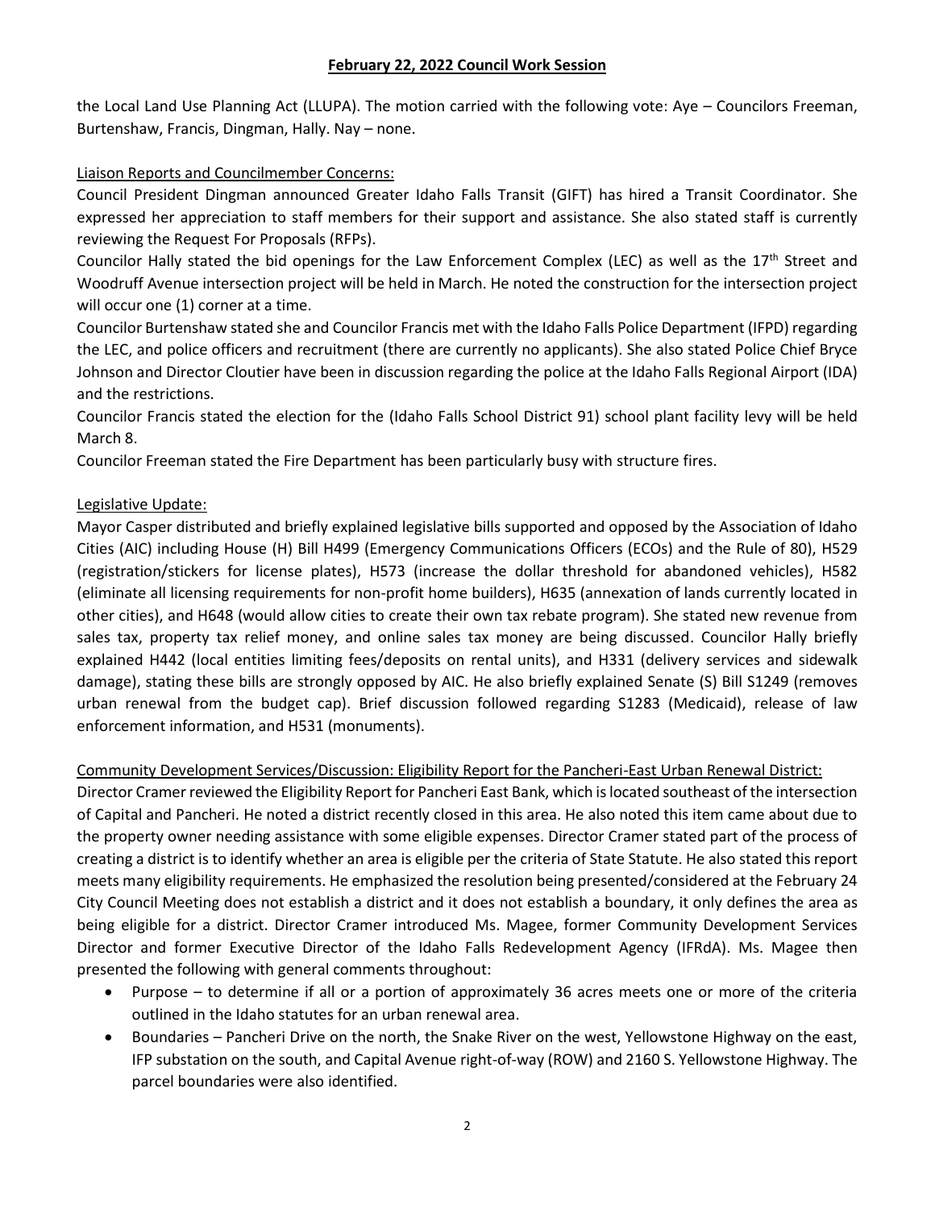the Local Land Use Planning Act (LLUPA). The motion carried with the following vote: Aye – Councilors Freeman, Burtenshaw, Francis, Dingman, Hally. Nay – none.

Liaison Reports and Councilmember Concerns:

Council President Dingman announced Greater Idaho Falls Transit (GIFT) has hired a Transit Coordinator. She expressed her appreciation to staff members for their support and assistance. She also stated staff is currently reviewing the Request For Proposals (RFPs).

Councilor Hally stated the bid openings for the Law Enforcement Complex (LEC) as well as the 17th Street and Woodruff Avenue intersection project will be held in March. He noted the construction for the intersection project will occur one (1) corner at a time.

Councilor Burtenshaw stated she and Councilor Francis met with the Idaho Falls Police Department (IFPD) regarding the LEC, and police officers and recruitment (there are currently no applicants). She also stated Police Chief Bryce Johnson and Director Cloutier have been in discussion regarding the police at the Idaho Falls Regional Airport (IDA) and the restrictions.

Councilor Francis stated the election for the (Idaho Falls School District 91) school plant facility levy will be held March 8.

Councilor Freeman stated the Fire Department has been particularly busy with structure fires.

Legislative Update:

Mayor Casper distributed and briefly explained legislative bills supported and opposed by the Association of Idaho Cities (AIC) including House (H) Bill H499 (Emergency Communications Officers (ECOs) and the Rule of 80), H529 (registration/stickers for license plates), H573 (increase the dollar threshold for abandoned vehicles), H582 (eliminate all licensing requirements for non-profit home builders), H635 (annexation of lands currently located in other cities), and H648 (would allow cities to create their own tax rebate program). She stated new revenue from sales tax, property tax relief money, and online sales tax money are being discussed. Councilor Hally briefly explained H442 (local entities limiting fees/deposits on rental units), and H331 (delivery services and sidewalk damage), stating these bills are strongly opposed by AIC. He also briefly explained Senate (S) Bill S1249 (removes urban renewal from the budget cap). Brief discussion followed regarding S1283 (Medicaid), release of law enforcement information, and H531 (monuments).

Community Development Services/Discussion: Eligibility Report for the Pancheri-East Urban Renewal District:

Director Cramer reviewed the Eligibility Report for Pancheri East Bank, which is located southeast of the intersection of Capital and Pancheri. He noted a district recently closed in this area. He also noted this item came about due to the property owner needing assistance with some eligible expenses. Director Cramer stated part of the process of creating a district is to identify whether an area is eligible per the criteria of State Statute. He also stated this report meets many eligibility requirements. He emphasized the resolution being presented/considered at the February 24 City Council Meeting does not establish a district and it does not establish a boundary, it only defines the area as being eligible for a district. Director Cramer introduced Ms. Magee, former Community Development Services Director and former Executive Director of the Idaho Falls Redevelopment Agency (IFRdA). Ms. Magee then presented the following with general comments throughout:

- Purpose – to determine if all or a portion of approximately 36 acres meets one or more of the criteria outlined in the Idaho statutes for an urban renewal area.
- Boundaries – Pancheri Drive on the north, the Snake River on the west, Yellowstone Highway on the east, IFP substation on the south, and Capital Avenue right-of-way (ROW) and 2160 S. Yellowstone Highway. The parcel boundaries were also identified.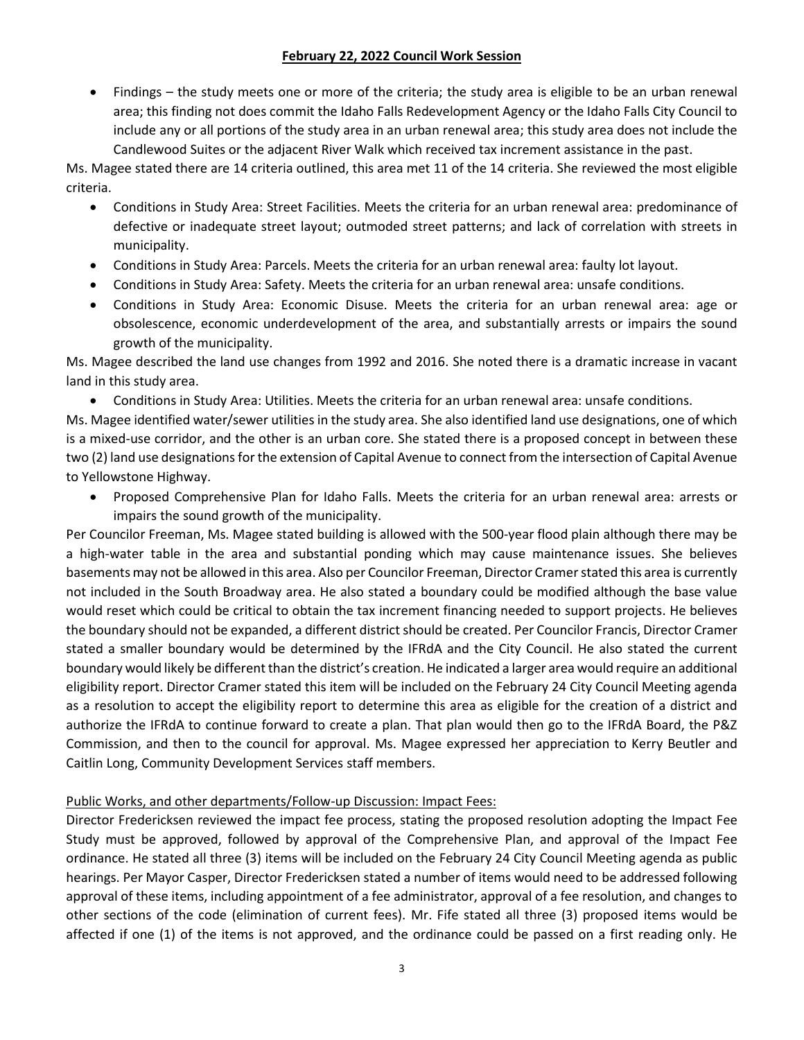- Findings – the study meets one or more of the criteria; the study area is eligible to be an urban renewal area; this finding not does commit the Idaho Falls Redevelopment Agency or the Idaho Falls City Council to include any or all portions of the study area in an urban renewal area; this study area does not include the Candlewood Suites or the adjacent River Walk which received tax increment assistance in the past.

Ms. Magee stated there are 14 criteria outlined, this area met 11 of the 14 criteria. She reviewed the most eligible criteria.

- Conditions in Study Area: Street Facilities. Meets the criteria for an urban renewal area: predominance of defective or inadequate street layout; outmoded street patterns; and lack of correlation with streets in municipality.
- Conditions in Study Area: Parcels. Meets the criteria for an urban renewal area: faulty lot layout.
- Conditions in Study Area: Safety. Meets the criteria for an urban renewal area: unsafe conditions.
- Conditions in Study Area: Economic Disuse. Meets the criteria for an urban renewal area: age or obsolescence, economic underdevelopment of the area, and substantially arrests or impairs the sound growth of the municipality.

Ms. Magee described the land use changes from 1992 and 2016. She noted there is a dramatic increase in vacant land in this study area.

- Conditions in Study Area: Utilities. Meets the criteria for an urban renewal area: unsafe conditions.

Ms. Magee identified water/sewer utilities in the study area. She also identified land use designations, one of which is a mixed-use corridor, and the other is an urban core. She stated there is a proposed concept in between these two (2) land use designations for the extension of Capital Avenue to connect from the intersection of Capital Avenue to Yellowstone Highway.

- Proposed Comprehensive Plan for Idaho Falls. Meets the criteria for an urban renewal area: arrests or impairs the sound growth of the municipality.

Per Councilor Freeman, Ms. Magee stated building is allowed with the 500-year flood plain although there may be a high-water table in the area and substantial ponding which may cause maintenance issues. She believes basements may not be allowed in this area. Also per Councilor Freeman, Director Cramer stated this area is currently not included in the South Broadway area. He also stated a boundary could be modified although the base value would reset which could be critical to obtain the tax increment financing needed to support projects. He believes the boundary should not be expanded, a different district should be created. Per Councilor Francis, Director Cramer stated a smaller boundary would be determined by the IFRdA and the City Council. He also stated the current boundary would likely be different than the district's creation. He indicated a larger area would require an additional eligibility report. Director Cramer stated this item will be included on the February 24 City Council Meeting agenda as a resolution to accept the eligibility report to determine this area as eligible for the creation of a district and authorize the IFRdA to continue forward to create a plan. That plan would then go to the IFRdA Board, the P&Z Commission, and then to the council for approval. Ms. Magee expressed her appreciation to Kerry Beutler and Caitlin Long, Community Development Services staff members.

Public Works, and other departments/Follow-up Discussion: Impact Fees:

Director Fredericksen reviewed the impact fee process, stating the proposed resolution adopting the Impact Fee Study must be approved, followed by approval of the Comprehensive Plan, and approval of the Impact Fee ordinance. He stated all three (3) items will be included on the February 24 City Council Meeting agenda as public hearings. Per Mayor Casper, Director Fredericksen stated a number of items would need to be addressed following approval of these items, including appointment of a fee administrator, approval of a fee resolution, and changes to other sections of the code (elimination of current fees). Mr. Fife stated all three (3) proposed items would be affected if one (1) of the items is not approved, and the ordinance could be passed on a first reading only. He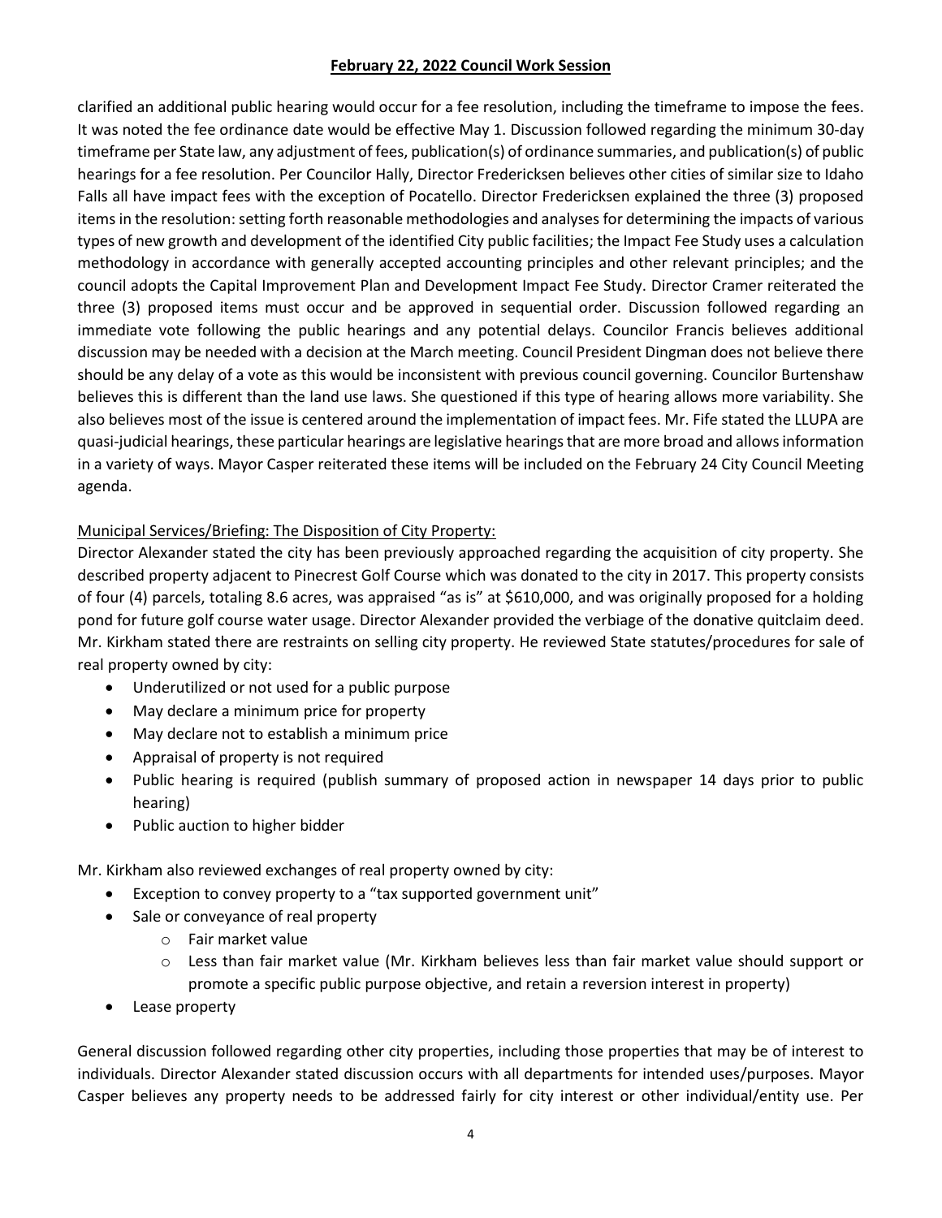clarified an additional public hearing would occur for a fee resolution, including the timeframe to impose the fees. It was noted the fee ordinance date would be effective May 1. Discussion followed regarding the minimum 30-day timeframe per State law, any adjustment of fees, publication(s) of ordinance summaries, and publication(s) of public hearings for a fee resolution. Per Councilor Hally, Director Fredericksen believes other cities of similar size to Idaho Falls all have impact fees with the exception of Pocatello. Director Fredericksen explained the three (3) proposed items in the resolution: setting forth reasonable methodologies and analyses for determining the impacts of various types of new growth and development of the identified City public facilities; the Impact Fee Study uses a calculation methodology in accordance with generally accepted accounting principles and other relevant principles; and the council adopts the Capital Improvement Plan and Development Impact Fee Study. Director Cramer reiterated the three (3) proposed items must occur and be approved in sequential order. Discussion followed regarding an immediate vote following the public hearings and any potential delays. Councilor Francis believes additional discussion may be needed with a decision at the March meeting. Council President Dingman does not believe there should be any delay of a vote as this would be inconsistent with previous council governing. Councilor Burtenshaw believes this is different than the land use laws. She questioned if this type of hearing allows more variability. She also believes most of the issue is centered around the implementation of impact fees. Mr. Fife stated the LLUPA are quasi-judicial hearings, these particular hearings are legislative hearings that are more broad and allows information in a variety of ways. Mayor Casper reiterated these items will be included on the February 24 City Council Meeting agenda.

Municipal Services/Briefing: The Disposition of City Property:

Director Alexander stated the city has been previously approached regarding the acquisition of city property. She described property adjacent to Pinecrest Golf Course which was donated to the city in 2017. This property consists of four (4) parcels, totaling 8.6 acres, was appraised "as is" at $610,000, and was originally proposed for a holding pond for future golf course water usage. Director Alexander provided the verbiage of the donative quitclaim deed. Mr. Kirkham stated there are restraints on selling city property. He reviewed State statutes/procedures for sale of real property owned by city:

- Underutilized or not used for a public purpose
- May declare a minimum price for property
- May declare not to establish a minimum price
- Appraisal of property is not required
- Public hearing is required (publish summary of proposed action in newspaper 14 days prior to public hearing)
- Public auction to higher bidder

Mr. Kirkham also reviewed exchanges of real property owned by city:

- Exception to convey property to a "tax supported government unit"
- Sale or conveyance of real property
    - Fair market value
    - Less than fair market value (Mr. Kirkham believes less than fair market value should support or promote a specific public purpose objective, and retain a reversion interest in property)
- Lease property

General discussion followed regarding other city properties, including those properties that may be of interest to individuals. Director Alexander stated discussion occurs with all departments for intended uses/purposes. Mayor Casper believes any property needs to be addressed fairly for city interest or other individual/entity use. Per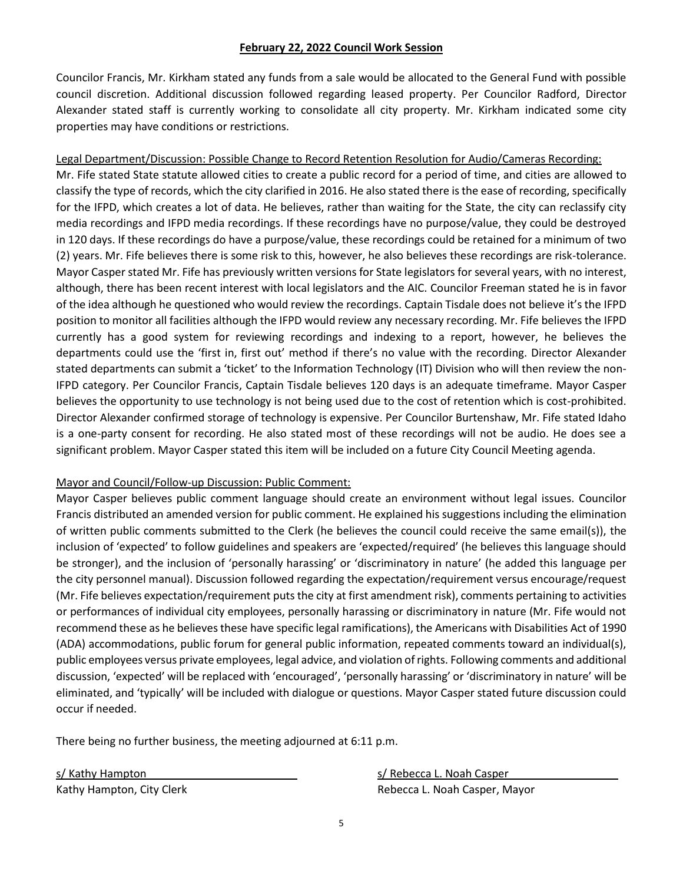**February 22, 2022 Council Work Session**

Councilor Francis, Mr. Kirkham stated any funds from a sale would be allocated to the General Fund with possible council discretion. Additional discussion followed regarding leased property. Per Councilor Radford, Director Alexander stated staff is currently working to consolidate all city property. Mr. Kirkham indicated some city properties may have conditions or restrictions.

Legal Department/Discussion: Possible Change to Record Retention Resolution for Audio/Cameras Recording:

Mr. Fife stated State statute allowed cities to create a public record for a period of time, and cities are allowed to classify the type of records, which the city clarified in 2016. He also stated there is the ease of recording, specifically for the IFPD, which creates a lot of data. He believes, rather than waiting for the State, the city can reclassify city media recordings and IFPD media recordings. If these recordings have no purpose/value, they could be destroyed in 120 days. If these recordings do have a purpose/value, these recordings could be retained for a minimum of two (2) years. Mr. Fife believes there is some risk to this, however, he also believes these recordings are risk-tolerance. Mayor Casper stated Mr. Fife has previously written versions for State legislators for several years, with no interest, although, there has been recent interest with local legislators and the AIC. Councilor Freeman stated he is in favor of the idea although he questioned who would review the recordings. Captain Tisdale does not believe it's the IFPD position to monitor all facilities although the IFPD would review any necessary recording. Mr. Fife believes the IFPD currently has a good system for reviewing recordings and indexing to a report, however, he believes the departments could use the 'first in, first out' method if there's no value with the recording. Director Alexander stated departments can submit a 'ticket' to the Information Technology (IT) Division who will then review the non-IFPD category. Per Councilor Francis, Captain Tisdale believes 120 days is an adequate timeframe. Mayor Casper believes the opportunity to use technology is not being used due to the cost of retention which is cost-prohibited. Director Alexander confirmed storage of technology is expensive. Per Councilor Burtenshaw, Mr. Fife stated Idaho is a one-party consent for recording. He also stated most of these recordings will not be audio. He does see a significant problem. Mayor Casper stated this item will be included on a future City Council Meeting agenda.

Mayor and Council/Follow-up Discussion: Public Comment:

Mayor Casper believes public comment language should create an environment without legal issues. Councilor Francis distributed an amended version for public comment. He explained his suggestions including the elimination of written public comments submitted to the Clerk (he believes the council could receive the same email(s)), the inclusion of 'expected' to follow guidelines and speakers are 'expected/required' (he believes this language should be stronger), and the inclusion of 'personally harassing' or 'discriminatory in nature' (he added this language per the city personnel manual). Discussion followed regarding the expectation/requirement versus encourage/request (Mr. Fife believes expectation/requirement puts the city at first amendment risk), comments pertaining to activities or performances of individual city employees, personally harassing or discriminatory in nature (Mr. Fife would not recommend these as he believes these have specific legal ramifications), the Americans with Disabilities Act of 1990 (ADA) accommodations, public forum for general public information, repeated comments toward an individual(s), public employees versus private employees, legal advice, and violation of rights. Following comments and additional discussion, 'expected' will be replaced with 'encouraged', 'personally harassing' or 'discriminatory in nature' will be eliminated, and 'typically' will be included with dialogue or questions. Mayor Casper stated future discussion could occur if needed.

There being no further business, the meeting adjourned at 6:11 p.m.

s/ Kathy Hampton
Kathy Hampton, City Clerk

s/ Rebecca L. Noah Casper
Rebecca L. Noah Casper, Mayor